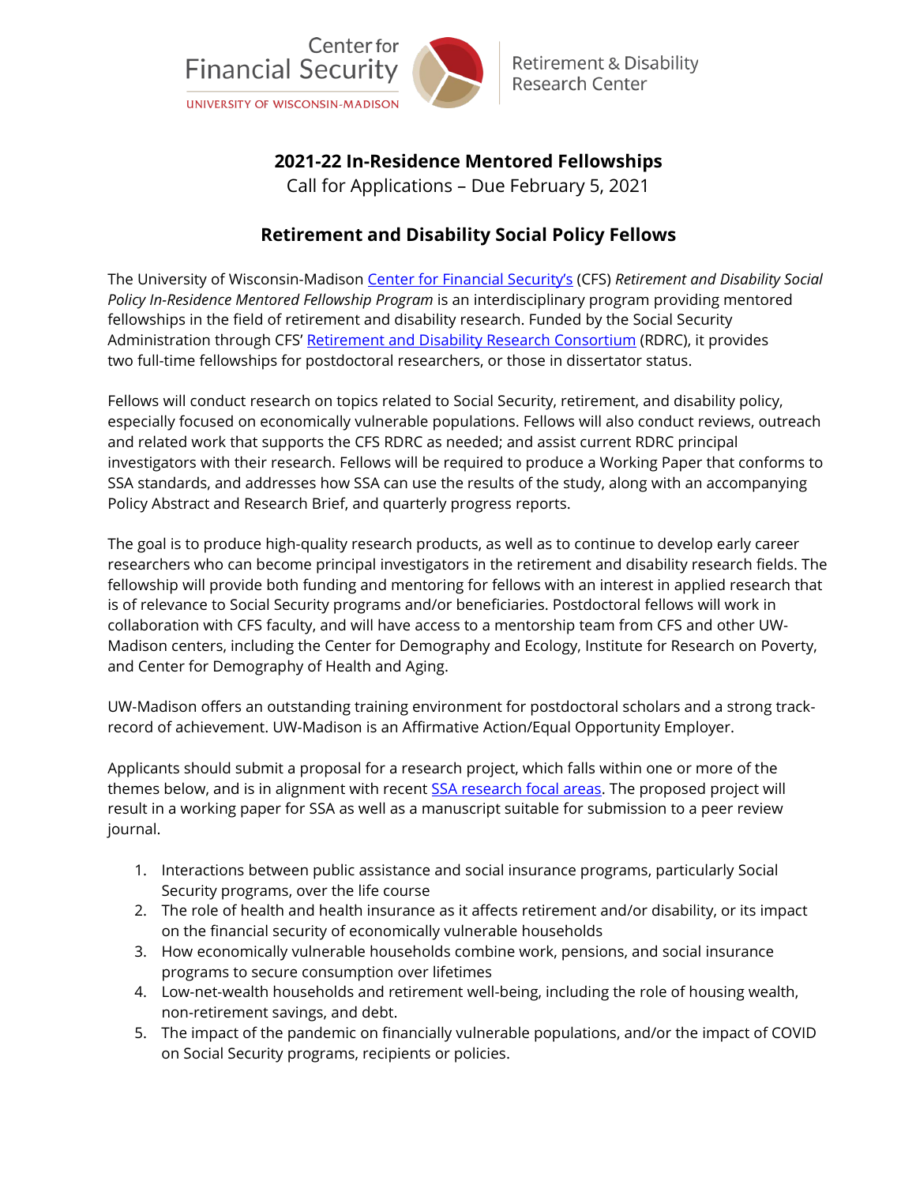Center for Financial Security
UNIVERSITY OF WISCONSIN-MADISON

Retirement & Disability Research Center

## 2021-22 In-Residence Mentored Fellowships

Call for Applications – Due February 5, 2021

## Retirement and Disability Social Policy Fellows

The University of Wisconsin-Madison Center for Financial Security's (CFS) *Retirement and Disability Social Policy In-Residence Mentored Fellowship Program* is an interdisciplinary program providing mentored fellowships in the field of retirement and disability research. Funded by the Social Security Administration through CFS' Retirement and Disability Research Consortium (RDRC), it provides two full-time fellowships for postdoctoral researchers, or those in dissertator status.

Fellows will conduct research on topics related to Social Security, retirement, and disability policy, especially focused on economically vulnerable populations. Fellows will also conduct reviews, outreach and related work that supports the CFS RDRC as needed; and assist current RDRC principal investigators with their research. Fellows will be required to produce a Working Paper that conforms to SSA standards, and addresses how SSA can use the results of the study, along with an accompanying Policy Abstract and Research Brief, and quarterly progress reports.

The goal is to produce high-quality research products, as well as to continue to develop early career researchers who can become principal investigators in the retirement and disability research fields. The fellowship will provide both funding and mentoring for fellows with an interest in applied research that is of relevance to Social Security programs and/or beneficiaries. Postdoctoral fellows will work in collaboration with CFS faculty, and will have access to a mentorship team from CFS and other UW-Madison centers, including the Center for Demography and Ecology, Institute for Research on Poverty, and Center for Demography of Health and Aging.

UW-Madison offers an outstanding training environment for postdoctoral scholars and a strong track-record of achievement. UW-Madison is an Affirmative Action/Equal Opportunity Employer.

Applicants should submit a proposal for a research project, which falls within one or more of the themes below, and is in alignment with recent SSA research focal areas. The proposed project will result in a working paper for SSA as well as a manuscript suitable for submission to a peer review journal.

1. Interactions between public assistance and social insurance programs, particularly Social Security programs, over the life course
2. The role of health and health insurance as it affects retirement and/or disability, or its impact on the financial security of economically vulnerable households
3. How economically vulnerable households combine work, pensions, and social insurance programs to secure consumption over lifetimes
4. Low-net-wealth households and retirement well-being, including the role of housing wealth, non-retirement savings, and debt.
5. The impact of the pandemic on financially vulnerable populations, and/or the impact of COVID on Social Security programs, recipients or policies.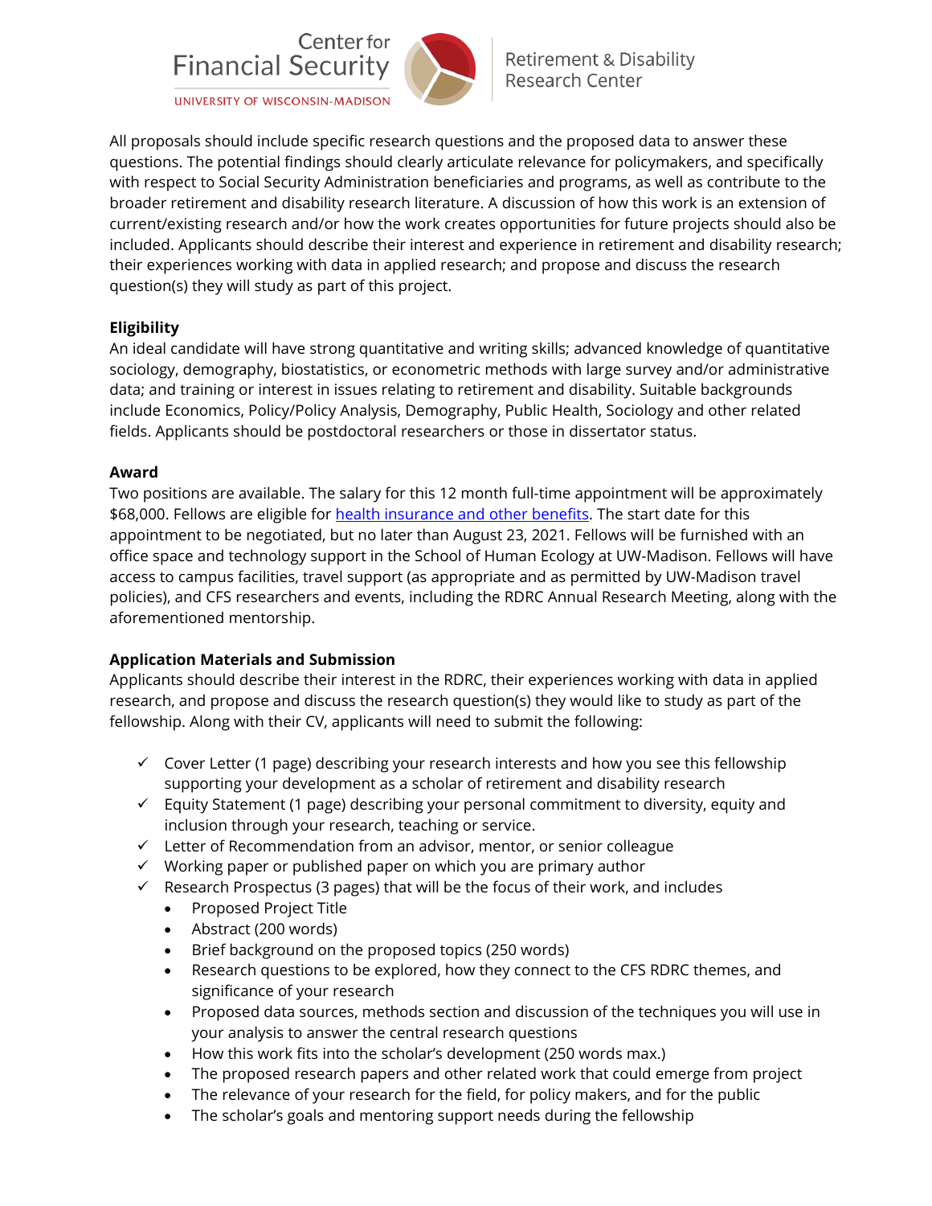All proposals should include specific research questions and the proposed data to answer these questions. The potential findings should clearly articulate relevance for policymakers, and specifically with respect to Social Security Administration beneficiaries and programs, as well as contribute to the broader retirement and disability research literature. A discussion of how this work is an extension of current/existing research and/or how the work creates opportunities for future projects should also be included. Applicants should describe their interest and experience in retirement and disability research; their experiences working with data in applied research; and propose and discuss the research question(s) they will study as part of this project.

**Eligibility**

An ideal candidate will have strong quantitative and writing skills; advanced knowledge of quantitative sociology, demography, biostatistics, or econometric methods with large survey and/or administrative data; and training or interest in issues relating to retirement and disability. Suitable backgrounds include Economics, Policy/Policy Analysis, Demography, Public Health, Sociology and other related fields. Applicants should be postdoctoral researchers or those in dissertator status.

**Award**

Two positions are available. The salary for this 12 month full-time appointment will be approximately $68,000. Fellows are eligible for health insurance and other benefits. The start date for this appointment to be negotiated, but no later than August 23, 2021. Fellows will be furnished with an office space and technology support in the School of Human Ecology at UW-Madison. Fellows will have access to campus facilities, travel support (as appropriate and as permitted by UW-Madison travel policies), and CFS researchers and events, including the RDRC Annual Research Meeting, along with the aforementioned mentorship.

**Application Materials and Submission**

Applicants should describe their interest in the RDRC, their experiences working with data in applied research, and propose and discuss the research question(s) they would like to study as part of the fellowship. Along with their CV, applicants will need to submit the following:

- ✓ Cover Letter (1 page) describing your research interests and how you see this fellowship supporting your development as a scholar of retirement and disability research
- ✓ Equity Statement (1 page) describing your personal commitment to diversity, equity and inclusion through your research, teaching or service.
- ✓ Letter of Recommendation from an advisor, mentor, or senior colleague
- ✓ Working paper or published paper on which you are primary author
- ✓ Research Prospectus (3 pages) that will be the focus of their work, and includes
  - Proposed Project Title
  - Abstract (200 words)
  - Brief background on the proposed topics (250 words)
  - Research questions to be explored, how they connect to the CFS RDRC themes, and significance of your research
  - Proposed data sources, methods section and discussion of the techniques you will use in your analysis to answer the central research questions
  - How this work fits into the scholar's development (250 words max.)
  - The proposed research papers and other related work that could emerge from project
  - The relevance of your research for the field, for policy makers, and for the public
  - The scholar's goals and mentoring support needs during the fellowship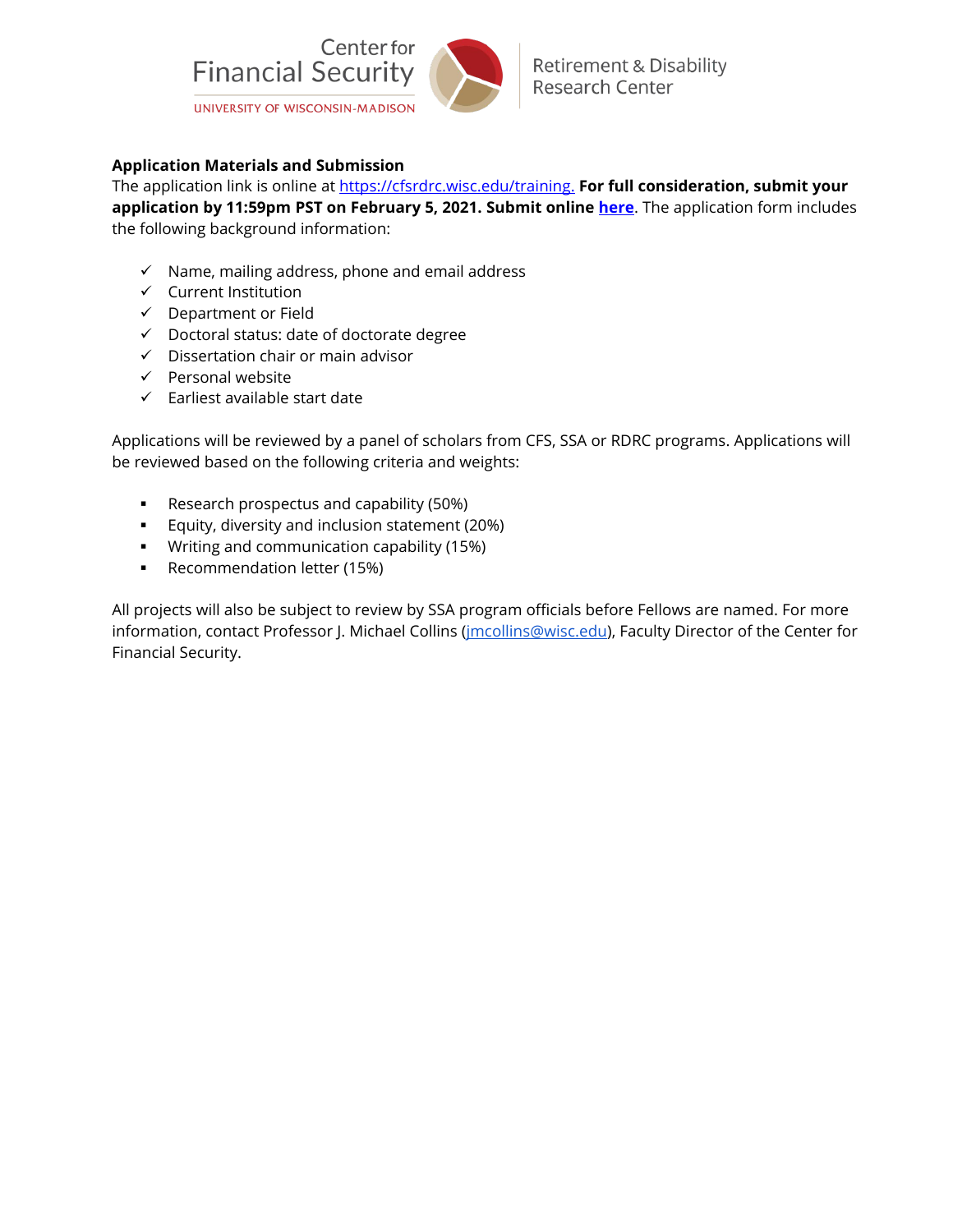**Application Materials and Submission**

The application link is online at https://cfsrdrc.wisc.edu/training. **For full consideration, submit your application by 11:59pm PST on February 5, 2021. Submit online here**. The application form includes the following background information:

- ✓ Name, mailing address, phone and email address
- ✓ Current Institution
- ✓ Department or Field
- ✓ Doctoral status: date of doctorate degree
- ✓ Dissertation chair or main advisor
- ✓ Personal website
- ✓ Earliest available start date

Applications will be reviewed by a panel of scholars from CFS, SSA or RDRC programs. Applications will be reviewed based on the following criteria and weights:

- Research prospectus and capability (50%)
- Equity, diversity and inclusion statement (20%)
- Writing and communication capability (15%)
- Recommendation letter (15%)

All projects will also be subject to review by SSA program officials before Fellows are named. For more information, contact Professor J. Michael Collins (jmcollins@wisc.edu), Faculty Director of the Center for Financial Security.